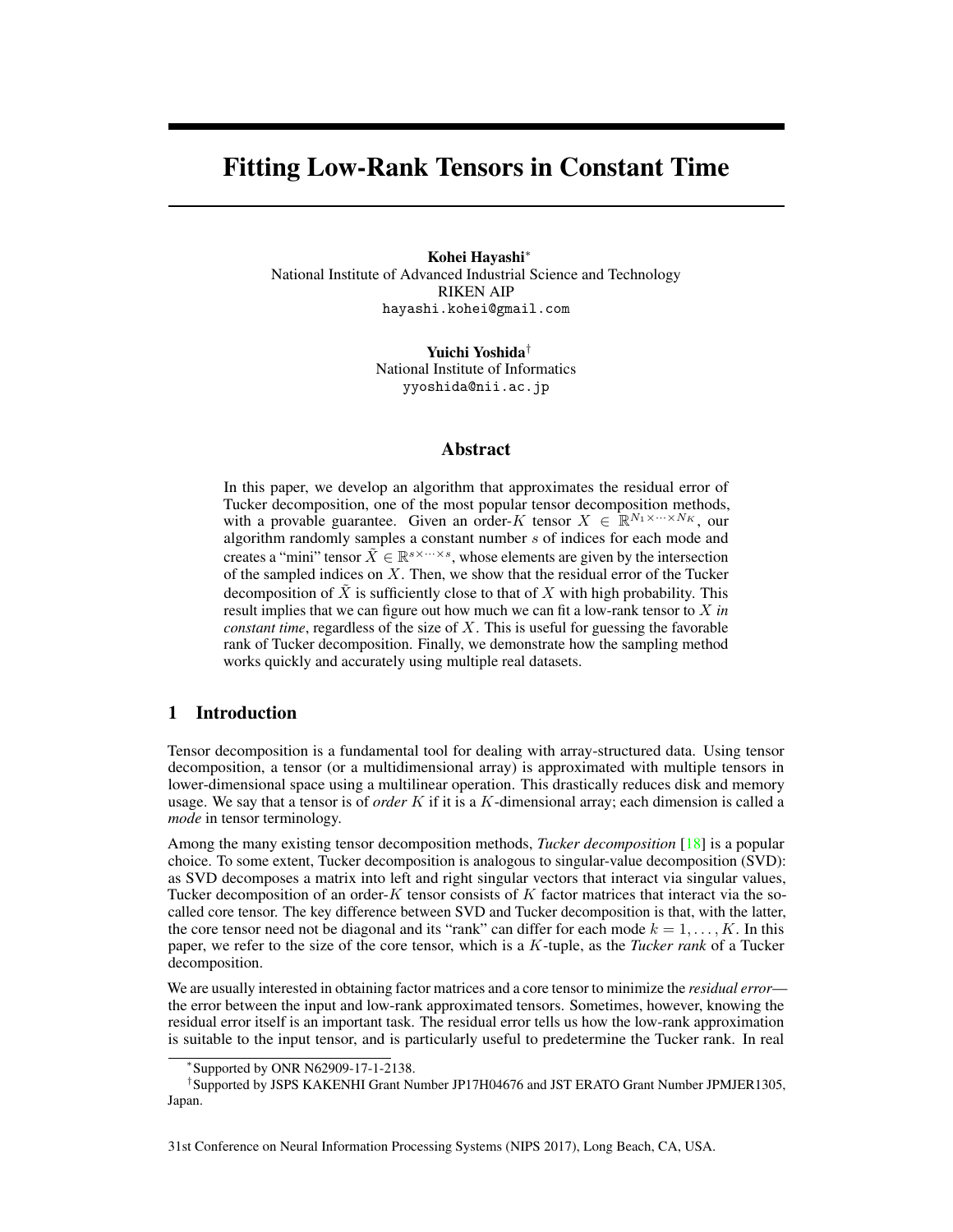# Fitting Low-Rank Tensors in Constant Time

**Kohei Hayashi**[*]
National Institute of Advanced Industrial Science and Technology
RIKEN AIP
hayashi.kohei@gmail.com

**Yuichi Yoshida**[†]
National Institute of Informatics
yyoshida@nii.ac.jp

## Abstract

In this paper, we develop an algorithm that approximates the residual error of Tucker decomposition, one of the most popular tensor decomposition methods, with a provable guarantee. Given an order-$K$ tensor $X \in \mathbb{R}^{N_1 \times \cdots \times N_K}$, our algorithm randomly samples a constant number $s$ of indices for each mode and creates a "mini" tensor $\tilde{X} \in \mathbb{R}^{s \times \cdots \times s}$, whose elements are given by the intersection of the sampled indices on $X$. Then, we show that the residual error of the Tucker decomposition of $\tilde{X}$ is sufficiently close to that of $X$ with high probability. This result implies that we can figure out how much we can fit a low-rank tensor to $X$ *in constant time*, regardless of the size of $X$. This is useful for guessing the favorable rank of Tucker decomposition. Finally, we demonstrate how the sampling method works quickly and accurately using multiple real datasets.

## 1 Introduction

Tensor decomposition is a fundamental tool for dealing with array-structured data. Using tensor decomposition, a tensor (or a multidimensional array) is approximated with multiple tensors in lower-dimensional space using a multilinear operation. This drastically reduces disk and memory usage. We say that a tensor is of *order* $K$ if it is a $K$-dimensional array; each dimension is called a *mode* in tensor terminology.

Among the many existing tensor decomposition methods, *Tucker decomposition* [18] is a popular choice. To some extent, Tucker decomposition is analogous to singular-value decomposition (SVD): as SVD decomposes a matrix into left and right singular vectors that interact via singular values, Tucker decomposition of an order-$K$ tensor consists of $K$ factor matrices that interact via the so-called core tensor. The key difference between SVD and Tucker decomposition is that, with the latter, the core tensor need not be diagonal and its "rank" can differ for each mode $k = 1, \ldots, K$. In this paper, we refer to the size of the core tensor, which is a $K$-tuple, as the *Tucker rank* of a Tucker decomposition.

We are usually interested in obtaining factor matrices and a core tensor to minimize the *residual error*—the error between the input and low-rank approximated tensors. Sometimes, however, knowing the residual error itself is an important task. The residual error tells us how the low-rank approximation is suitable to the input tensor, and is particularly useful to predetermine the Tucker rank. In real

[*] Supported by ONR N62909-17-1-2138.

[†] Supported by JSPS KAKENHI Grant Number JP17H04676 and JST ERATO Grant Number JPMJER1305, Japan.

31st Conference on Neural Information Processing Systems (NIPS 2017), Long Beach, CA, USA.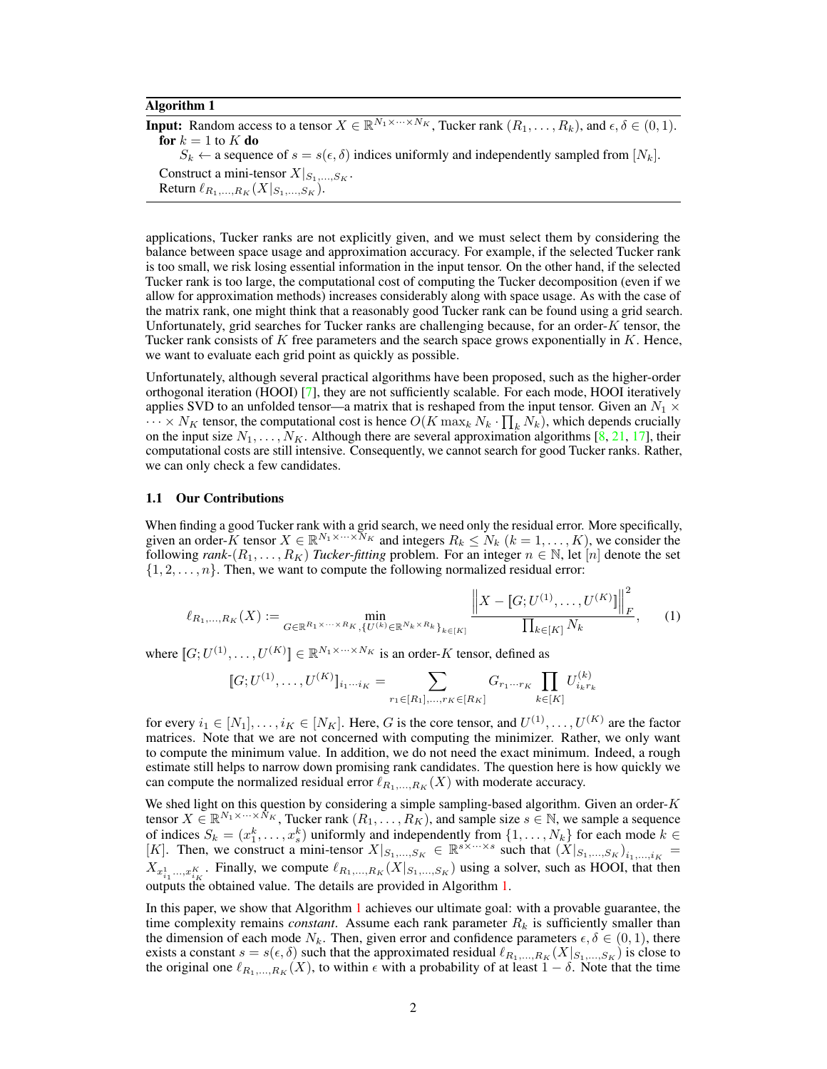**Algorithm 1**

**Input:** Random access to a tensor $X \in \mathbb{R}^{N_1 \times \cdots \times N_K}$, Tucker rank $(R_1, \ldots, R_k)$, and $\epsilon, \delta \in (0, 1)$.
**for** $k = 1$ to $K$ **do**
  $S_k \leftarrow$ a sequence of $s = s(\epsilon, \delta)$ indices uniformly and independently sampled from $[N_k]$.
Construct a mini-tensor $X|_{S_1,\ldots,S_K}$.
Return $\ell_{R_1,\ldots,R_K}(X|_{S_1,\ldots,S_K})$.

applications, Tucker ranks are not explicitly given, and we must select them by considering the balance between space usage and approximation accuracy. For example, if the selected Tucker rank is too small, we risk losing essential information in the input tensor. On the other hand, if the selected Tucker rank is too large, the computational cost of computing the Tucker decomposition (even if we allow for approximation methods) increases considerably along with space usage. As with the case of the matrix rank, one might think that a reasonably good Tucker rank can be found using a grid search. Unfortunately, grid searches for Tucker ranks are challenging because, for an order-$K$ tensor, the Tucker rank consists of $K$ free parameters and the search space grows exponentially in $K$. Hence, we want to evaluate each grid point as quickly as possible.

Unfortunately, although several practical algorithms have been proposed, such as the higher-order orthogonal iteration (HOOI) [7], they are not sufficiently scalable. For each mode, HOOI iteratively applies SVD to an unfolded tensor—a matrix that is reshaped from the input tensor. Given an $N_1 \times \cdots \times N_K$ tensor, the computational cost is hence $O(K \max_k N_k \cdot \prod_k N_k)$, which depends crucially on the input size $N_1, \ldots, N_K$. Although there are several approximation algorithms [8, 21, 17], their computational costs are still intensive. Consequently, we cannot search for good Tucker ranks. Rather, we can only check a few candidates.

### 1.1 Our Contributions

When finding a good Tucker rank with a grid search, we need only the residual error. More specifically, given an order-$K$ tensor $X \in \mathbb{R}^{N_1 \times \cdots \times N_K}$ and integers $R_k \leq N_k$ $(k = 1, \ldots, K)$, we consider the following *rank-*$(R_1, \ldots, R_K)$ ***Tucker-fitting*** problem. For an integer $n \in \mathbb{N}$, let $[n]$ denote the set $\{1, 2, \ldots, n\}$. Then, we want to compute the following normalized residual error:

$$\ell_{R_1,\ldots,R_K}(X) := \min_{G \in \mathbb{R}^{R_1 \times \cdots \times R_K}, \{U^{(k)} \in \mathbb{R}^{N_k \times R_k}\}_{k \in [K]}} \frac{\left\| X - [\![G; U^{(1)}, \ldots, U^{(K)}]\!] \right\|_F^2}{\prod_{k \in [K]} N_k}, \tag{1}$$

where $[\![G; U^{(1)}, \ldots, U^{(K)}]\!] \in \mathbb{R}^{N_1 \times \cdots \times N_K}$ is an order-$K$ tensor, defined as

$$[\![G; U^{(1)}, \ldots, U^{(K)}]\!]_{i_1 \cdots i_K} = \sum_{r_1 \in [R_1], \ldots, r_K \in [R_K]} G_{r_1 \cdots r_K} \prod_{k \in [K]} U^{(k)}_{i_k r_k}$$

for every $i_1 \in [N_1], \ldots, i_K \in [N_K]$. Here, $G$ is the core tensor, and $U^{(1)}, \ldots, U^{(K)}$ are the factor matrices. Note that we are not concerned with computing the minimizer. Rather, we only want to compute the minimum value. In addition, we do not need the exact minimum. Indeed, a rough estimate still helps to narrow down promising rank candidates. The question here is how quickly we can compute the normalized residual error $\ell_{R_1,\ldots,R_K}(X)$ with moderate accuracy.

We shed light on this question by considering a simple sampling-based algorithm. Given an order-$K$ tensor $X \in \mathbb{R}^{N_1 \times \cdots \times N_K}$, Tucker rank $(R_1, \ldots, R_K)$, and sample size $s \in \mathbb{N}$, we sample a sequence of indices $S_k = (x_1^k, \ldots, x_s^k)$ uniformly and independently from $\{1, \ldots, N_k\}$ for each mode $k \in [K]$. Then, we construct a mini-tensor $X|_{S_1,\ldots,S_K} \in \mathbb{R}^{s \times \cdots \times s}$ such that $(X|_{S_1,\ldots,S_K})_{i_1,\ldots,i_K} = X_{x_{i_1}^1, \ldots, x_{i_K}^K}$. Finally, we compute $\ell_{R_1,\ldots,R_K}(X|_{S_1,\ldots,S_K})$ using a solver, such as HOOI, that then outputs the obtained value. The details are provided in Algorithm 1.

In this paper, we show that Algorithm 1 achieves our ultimate goal: with a provable guarantee, the time complexity remains *constant*. Assume each rank parameter $R_k$ is sufficiently smaller than the dimension of each mode $N_k$. Then, given error and confidence parameters $\epsilon, \delta \in (0, 1)$, there exists a constant $s = s(\epsilon, \delta)$ such that the approximated residual $\ell_{R_1,\ldots,R_K}(X|_{S_1,\ldots,S_K})$ is close to the original one $\ell_{R_1,\ldots,R_K}(X)$, to within $\epsilon$ with a probability of at least $1 - \delta$. Note that the time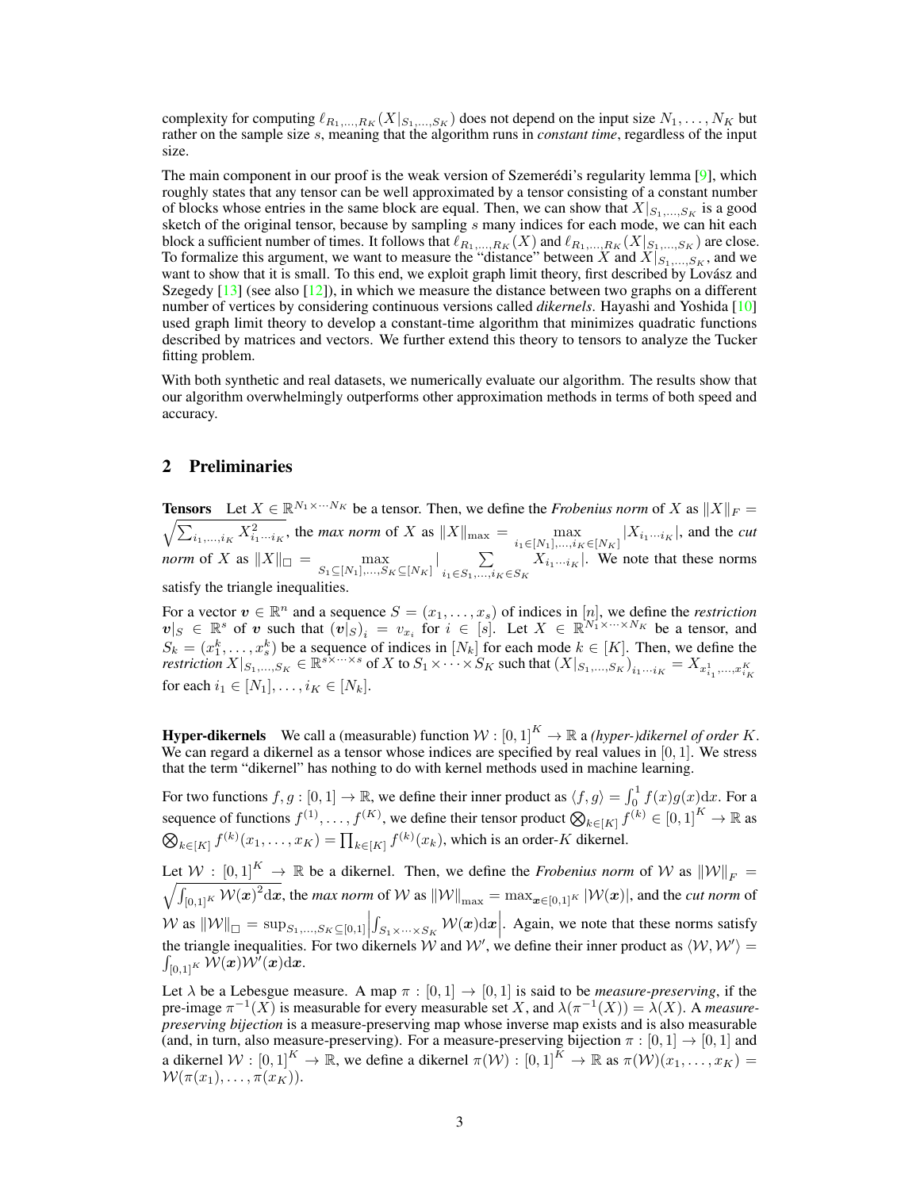complexity for computing $\ell_{R_1,\ldots,R_K}(X|_{S_1,\ldots,S_K})$ does not depend on the input size $N_1,\ldots,N_K$ but rather on the sample size $s$, meaning that the algorithm runs in *constant time*, regardless of the input size.

The main component in our proof is the weak version of Szemerédi's regularity lemma [9], which roughly states that any tensor can be well approximated by a tensor consisting of a constant number of blocks whose entries in the same block are equal. Then, we can show that $X|_{S_1,\ldots,S_K}$ is a good sketch of the original tensor, because by sampling $s$ many indices for each mode, we can hit each block a sufficient number of times. It follows that $\ell_{R_1,\ldots,R_K}(X)$ and $\ell_{R_1,\ldots,R_K}(X|_{S_1,\ldots,S_K})$ are close. To formalize this argument, we want to measure the "distance" between $X$ and $X|_{S_1,\ldots,S_K}$, and we want to show that it is small. To this end, we exploit graph limit theory, first described by Lovász and Szegedy [13] (see also [12]), in which we measure the distance between two graphs on a different number of vertices by considering continuous versions called *dikernels*. Hayashi and Yoshida [10] used graph limit theory to develop a constant-time algorithm that minimizes quadratic functions described by matrices and vectors. We further extend this theory to tensors to analyze the Tucker fitting problem.

With both synthetic and real datasets, we numerically evaluate our algorithm. The results show that our algorithm overwhelmingly outperforms other approximation methods in terms of both speed and accuracy.

## 2 Preliminaries

**Tensors** Let $X \in \mathbb{R}^{N_1\times\cdots N_K}$ be a tensor. Then, we define the *Frobenius norm* of $X$ as $\|X\|_F = \sqrt{\sum_{i_1,\ldots,i_K} X_{i_1\cdots i_K}^2}$, the *max norm* of $X$ as $\|X\|_{\max} = \max_{i_1\in[N_1],\ldots,i_K\in[N_K]} |X_{i_1\cdots i_K}|$, and the *cut norm* of $X$ as $\|X\|_\square = \max_{S_1\subseteq[N_1],\ldots,S_K\subseteq[N_K]} |\sum_{i_1\in S_1,\ldots,i_K\in S_K} X_{i_1\cdots i_K}|$. We note that these norms satisfy the triangle inequalities.

For a vector $\boldsymbol{v}\in\mathbb{R}^n$ and a sequence $S=(x_1,\ldots,x_s)$ of indices in $[n]$, we define the *restriction* $\boldsymbol{v}|_S \in \mathbb{R}^s$ of $\boldsymbol{v}$ such that $(\boldsymbol{v}|_S)_i = v_{x_i}$ for $i\in[s]$. Let $X\in\mathbb{R}^{N_1\times\cdots\times N_K}$ be a tensor, and $S_k=(x_1^k,\ldots,x_s^k)$ be a sequence of indices in $[N_k]$ for each mode $k\in[K]$. Then, we define the *restriction* $X|_{S_1,\ldots,S_K}\in\mathbb{R}^{s\times\cdots\times s}$ of $X$ to $S_1\times\cdots\times S_K$ such that $(X|_{S_1,\ldots,S_K})_{i_1\cdots i_K} = X_{x^1_{i_1},\ldots,x^K_{i_K}}$ for each $i_1\in[N_1],\ldots,i_K\in[N_k]$.

**Hyper-dikernels** We call a (measurable) function $\mathcal{W}:[0,1]^K\to\mathbb{R}$ a *(hyper-)dikernel of order $K$*. We can regard a dikernel as a tensor whose indices are specified by real values in $[0,1]$. We stress that the term "dikernel" has nothing to do with kernel methods used in machine learning.

For two functions $f,g:[0,1]\to\mathbb{R}$, we define their inner product as $\langle f,g\rangle=\int_0^1 f(x)g(x)\mathrm{d}x$. For a sequence of functions $f^{(1)},\ldots,f^{(K)}$, we define their tensor product $\bigotimes_{k\in[K]} f^{(k)}\in[0,1]^K\to\mathbb{R}$ as $\bigotimes_{k\in[K]} f^{(k)}(x_1,\ldots,x_K)=\prod_{k\in[K]} f^{(k)}(x_k)$, which is an order-$K$ dikernel.

Let $\mathcal{W}:[0,1]^K\to\mathbb{R}$ be a dikernel. Then, we define the *Frobenius norm* of $\mathcal{W}$ as $\|\mathcal{W}\|_F = \sqrt{\int_{[0,1]^K}\mathcal{W}(\boldsymbol{x})^2\mathrm{d}\boldsymbol{x}}$, the *max norm* of $\mathcal{W}$ as $\|\mathcal{W}\|_{\max}=\max_{\boldsymbol{x}\in[0,1]^K}|\mathcal{W}(\boldsymbol{x})|$, and the *cut norm* of $\mathcal{W}$ as $\|\mathcal{W}\|_\square = \sup_{S_1,\ldots,S_K\subseteq[0,1]}\left|\int_{S_1\times\cdots\times S_K}\mathcal{W}(\boldsymbol{x})\mathrm{d}\boldsymbol{x}\right|$. Again, we note that these norms satisfy the triangle inequalities. For two dikernels $\mathcal{W}$ and $\mathcal{W}'$, we define their inner product as $\langle\mathcal{W},\mathcal{W}'\rangle = \int_{[0,1]^K}\mathcal{W}(\boldsymbol{x})\mathcal{W}'(\boldsymbol{x})\mathrm{d}\boldsymbol{x}$.

Let $\lambda$ be a Lebesgue measure. A map $\pi:[0,1]\to[0,1]$ is said to be *measure-preserving*, if the pre-image $\pi^{-1}(X)$ is measurable for every measurable set $X$, and $\lambda(\pi^{-1}(X))=\lambda(X)$. A *measure-preserving bijection* is a measure-preserving map whose inverse map exists and is also measurable (and, in turn, also measure-preserving). For a measure-preserving bijection $\pi:[0,1]\to[0,1]$ and a dikernel $\mathcal{W}:[0,1]^K\to\mathbb{R}$, we define a dikernel $\pi(\mathcal{W}):[0,1]^K\to\mathbb{R}$ as $\pi(\mathcal{W})(x_1,\ldots,x_K)=\mathcal{W}(\pi(x_1),\ldots,\pi(x_K))$.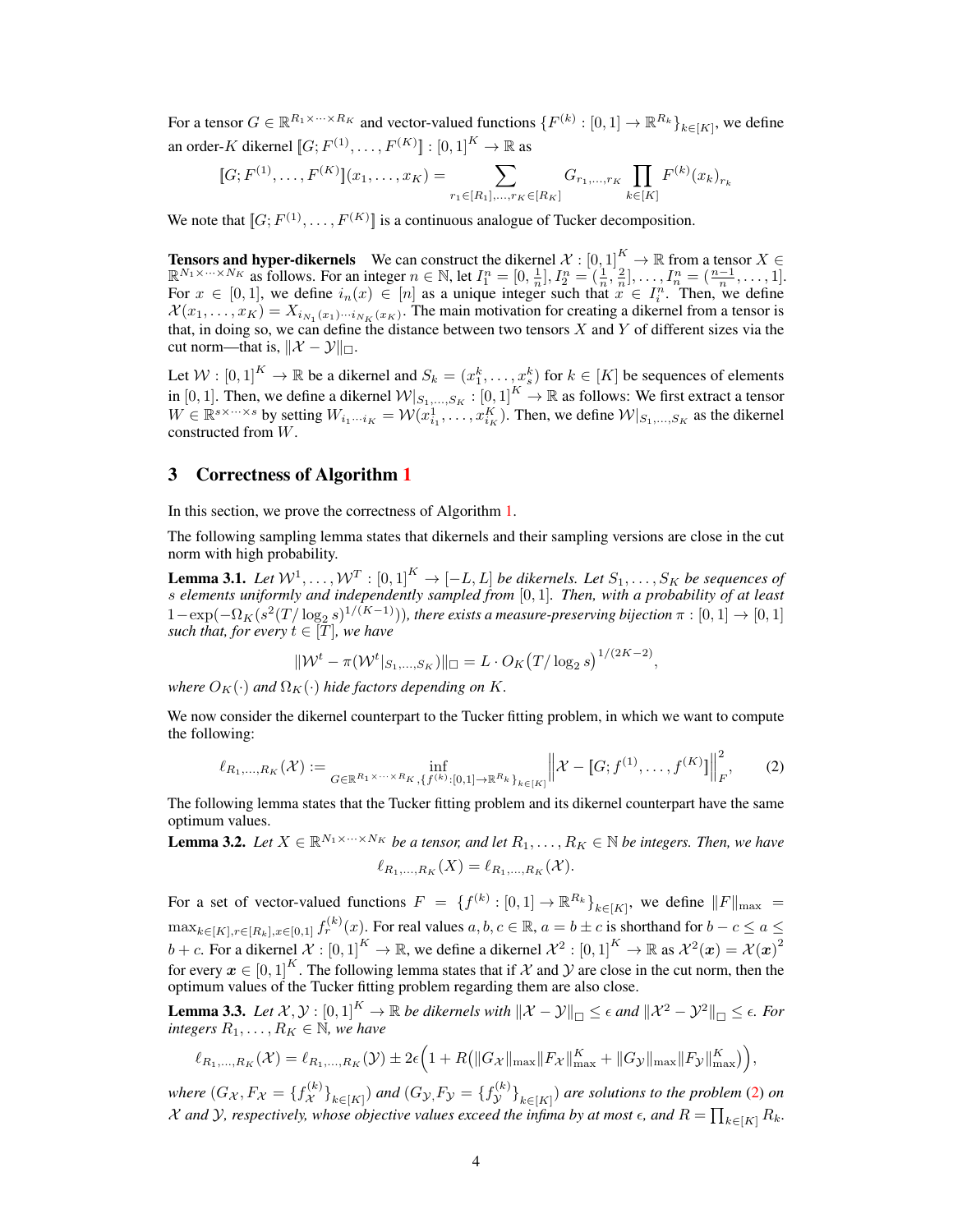For a tensor $G \in \mathbb{R}^{R_1 \times \cdots \times R_K}$ and vector-valued functions $\{F^{(k)} : [0,1] \to \mathbb{R}^{R_k}\}_{k \in [K]}$, we define an order-$K$ dikernel $[\![G; F^{(1)}, \ldots, F^{(K)}]\!] : [0,1]^K \to \mathbb{R}$ as

$$[\![G; F^{(1)}, \ldots, F^{(K)}]\!](x_1, \ldots, x_K) = \sum_{r_1 \in [R_1], \ldots, r_K \in [R_K]} G_{r_1, \ldots, r_K} \prod_{k \in [K]} F^{(k)}(x_k)_{r_k}$$

We note that $[\![G; F^{(1)}, \ldots, F^{(K)}]\!]$ is a continuous analogue of Tucker decomposition.

**Tensors and hyper-dikernels** We can construct the dikernel $\mathcal{X} : [0,1]^K \to \mathbb{R}$ from a tensor $X \in \mathbb{R}^{N_1 \times \cdots \times N_K}$ as follows. For an integer $n \in \mathbb{N}$, let $I_1^n = [0, \frac{1}{n}], I_2^n = (\frac{1}{n}, \frac{2}{n}], \ldots, I_n^n = (\frac{n-1}{n}, \ldots, 1]$. For $x \in [0,1]$, we define $i_n(x) \in [n]$ as a unique integer such that $x \in I_i^n$. Then, we define $\mathcal{X}(x_1, \ldots, x_K) = X_{i_{N_1}(x_1) \cdots i_{N_K}(x_K)}$. The main motivation for creating a dikernel from a tensor is that, in doing so, we can define the distance between two tensors $X$ and $Y$ of different sizes via the cut norm—that is, $\|\mathcal{X} - \mathcal{Y}\|_\square$.

Let $\mathcal{W} : [0,1]^K \to \mathbb{R}$ be a dikernel and $S_k = (x_1^k, \ldots, x_s^k)$ for $k \in [K]$ be sequences of elements in $[0,1]$. Then, we define a dikernel $\mathcal{W}|_{S_1, \ldots, S_K} : [0,1]^K \to \mathbb{R}$ as follows: We first extract a tensor $W \in \mathbb{R}^{s \times \cdots \times s}$ by setting $W_{i_1 \cdots i_K} = \mathcal{W}(x_{i_1}^1, \ldots, x_{i_K}^K)$. Then, we define $\mathcal{W}|_{S_1, \ldots, S_K}$ as the dikernel constructed from $W$.

## 3 Correctness of Algorithm 1

In this section, we prove the correctness of Algorithm 1.

The following sampling lemma states that dikernels and their sampling versions are close in the cut norm with high probability.

**Lemma 3.1.** *Let $\mathcal{W}^1, \ldots, \mathcal{W}^T : [0,1]^K \to [-L, L]$ be dikernels. Let $S_1, \ldots, S_K$ be sequences of $s$ elements uniformly and independently sampled from $[0,1]$. Then, with a probability of at least $1 - \exp(-\Omega_K(s^2 (T / \log_2 s)^{1/(K-1)}))$, there exists a measure-preserving bijection $\pi : [0,1] \to [0,1]$ such that, for every $t \in [T]$, we have*

$$\|\mathcal{W}^t - \pi(\mathcal{W}^t|_{S_1, \ldots, S_K})\|_\square = L \cdot O_K\big(T / \log_2 s\big)^{1/(2K-2)},$$

*where $O_K(\cdot)$ and $\Omega_K(\cdot)$ hide factors depending on $K$.*

We now consider the dikernel counterpart to the Tucker fitting problem, in which we want to compute the following:

$$\ell_{R_1, \ldots, R_K}(\mathcal{X}) := \inf_{G \in \mathbb{R}^{R_1 \times \cdots \times R_K}, \{f^{(k)} : [0,1] \to \mathbb{R}^{R_k}\}_{k \in [K]}} \left\| \mathcal{X} - [\![G; f^{(1)}, \ldots, f^{(K)}]\!] \right\|_F^2, \tag{2}$$

The following lemma states that the Tucker fitting problem and its dikernel counterpart have the same optimum values.

**Lemma 3.2.** *Let $X \in \mathbb{R}^{N_1 \times \cdots \times N_K}$ be a tensor, and let $R_1, \ldots, R_K \in \mathbb{N}$ be integers. Then, we have*

$$\ell_{R_1, \ldots, R_K}(X) = \ell_{R_1, \ldots, R_K}(\mathcal{X}).$$

For a set of vector-valued functions $F = \{f^{(k)} : [0,1] \to \mathbb{R}^{R_k}\}_{k \in [K]}$, we define $\|F\|_{\max} = \max_{k \in [K], r \in [R_k], x \in [0,1]} f_r^{(k)}(x)$. For real values $a, b, c \in \mathbb{R}$, $a = b \pm c$ is shorthand for $b - c \leq a \leq b + c$. For a dikernel $\mathcal{X} : [0,1]^K \to \mathbb{R}$, we define a dikernel $\mathcal{X}^2 : [0,1]^K \to \mathbb{R}$ as $\mathcal{X}^2(\boldsymbol{x}) = \mathcal{X}(\boldsymbol{x})^2$ for every $\boldsymbol{x} \in [0,1]^K$. The following lemma states that if $\mathcal{X}$ and $\mathcal{Y}$ are close in the cut norm, then the optimum values of the Tucker fitting problem regarding them are also close.

**Lemma 3.3.** *Let $\mathcal{X}, \mathcal{Y} : [0,1]^K \to \mathbb{R}$ be dikernels with $\|\mathcal{X} - \mathcal{Y}\|_\square \leq \epsilon$ and $\|\mathcal{X}^2 - \mathcal{Y}^2\|_\square \leq \epsilon$. For integers $R_1, \ldots, R_K \in \mathbb{N}$, we have*

$$\ell_{R_1, \ldots, R_K}(\mathcal{X}) = \ell_{R_1, \ldots, R_K}(\mathcal{Y}) \pm 2\epsilon\Big(1 + R\big(\|G_\mathcal{X}\|_{\max} \|F_\mathcal{X}\|_{\max}^K + \|G_\mathcal{Y}\|_{\max} \|F_\mathcal{Y}\|_{\max}^K\big)\Big),$$

*where $(G_\mathcal{X}, F_\mathcal{X} = \{f_\mathcal{X}^{(k)}\}_{k \in [K]})$ and $(G_\mathcal{Y}, F_\mathcal{Y} = \{f_\mathcal{Y}^{(k)}\}_{k \in [K]})$ are solutions to the problem (2) on $\mathcal{X}$ and $\mathcal{Y}$, respectively, whose objective values exceed the infima by at most $\epsilon$, and $R = \prod_{k \in [K]} R_k$.*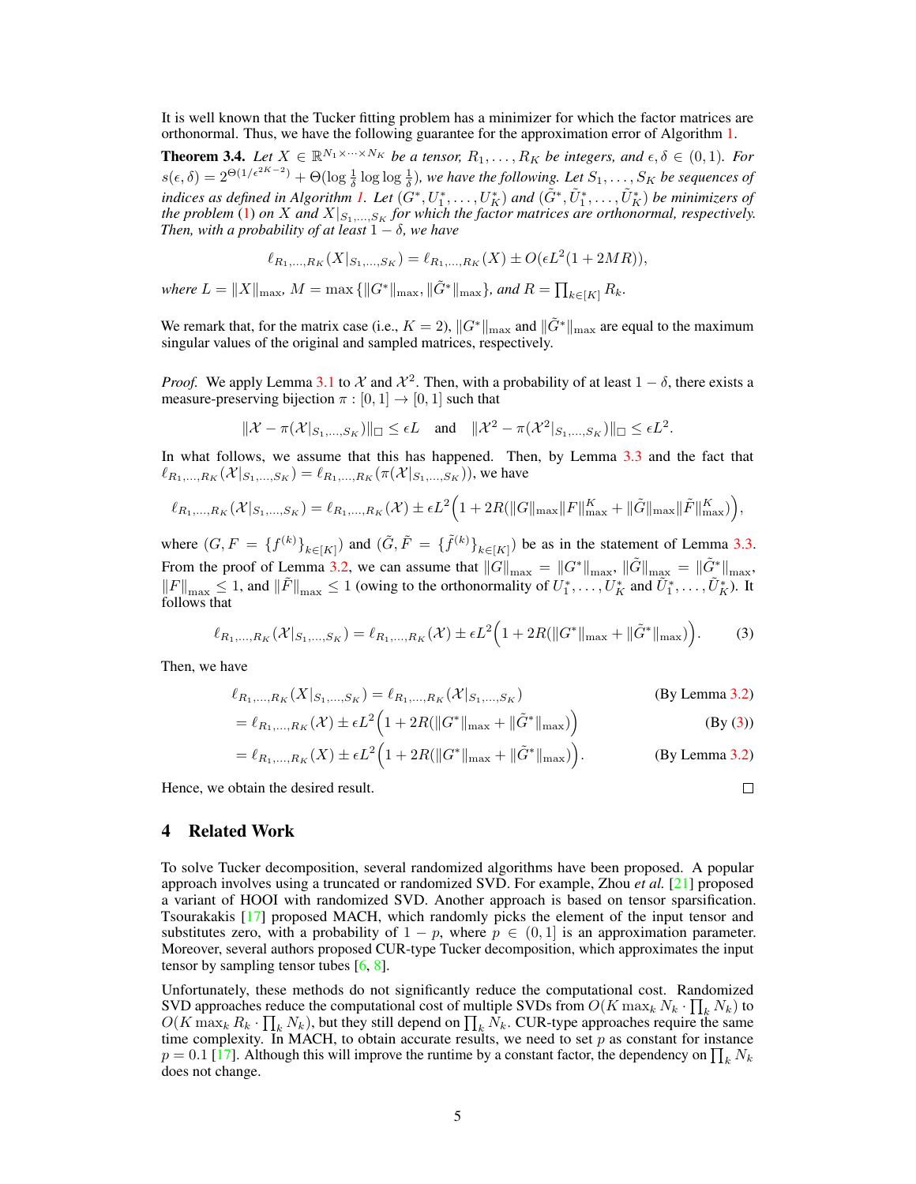It is well known that the Tucker fitting problem has a minimizer for which the factor matrices are orthonormal. Thus, we have the following guarantee for the approximation error of Algorithm 1.

**Theorem 3.4.** *Let $X \in \mathbb{R}^{N_1 \times \cdots \times N_K}$ be a tensor, $R_1, \ldots, R_K$ be integers, and $\epsilon, \delta \in (0, 1)$. For $s(\epsilon, \delta) = 2^{\Theta(1/\epsilon^{2K-2})} + \Theta(\log \frac{1}{\delta} \log \log \frac{1}{\delta})$, we have the following. Let $S_1, \ldots, S_K$ be sequences of indices as defined in Algorithm 1. Let $(G^*, U_1^*, \ldots, U_K^*)$ and $(\tilde{G}^*, \tilde{U}_1^*, \ldots, \tilde{U}_K^*)$ be minimizers of the problem (1) on $X$ and $X|_{S_1,\ldots,S_K}$ for which the factor matrices are orthonormal, respectively. Then, with a probability of at least $1 - \delta$, we have*

$$\ell_{R_1,\ldots,R_K}(X|_{S_1,\ldots,S_K}) = \ell_{R_1,\ldots,R_K}(X) \pm O(\epsilon L^2(1 + 2MR)),$$

*where $L = \|X\|_{\max}$, $M = \max\{\|G^*\|_{\max}, \|\tilde{G}^*\|_{\max}\}$, and $R = \prod_{k \in [K]} R_k$.*

We remark that, for the matrix case (i.e., $K = 2$), $\|G^*\|_{\max}$ and $\|\tilde{G}^*\|_{\max}$ are equal to the maximum singular values of the original and sampled matrices, respectively.

*Proof.* We apply Lemma 3.1 to $\mathcal{X}$ and $\mathcal{X}^2$. Then, with a probability of at least $1 - \delta$, there exists a measure-preserving bijection $\pi : [0, 1] \to [0, 1]$ such that

$$\|\mathcal{X} - \pi(\mathcal{X}|_{S_1,\ldots,S_K})\|_\square \leq \epsilon L \quad \text{and} \quad \|\mathcal{X}^2 - \pi(\mathcal{X}^2|_{S_1,\ldots,S_K})\|_\square \leq \epsilon L^2.$$

In what follows, we assume that this has happened. Then, by Lemma 3.3 and the fact that $\ell_{R_1,\ldots,R_K}(\mathcal{X}|_{S_1,\ldots,S_K}) = \ell_{R_1,\ldots,R_K}(\pi(\mathcal{X}|_{S_1,\ldots,S_K}))$, we have

$$\ell_{R_1,\ldots,R_K}(\mathcal{X}|_{S_1,\ldots,S_K}) = \ell_{R_1,\ldots,R_K}(\mathcal{X}) \pm \epsilon L^2\Big(1 + 2R(\|G\|_{\max}\|F\|_{\max}^K + \|\tilde{G}\|_{\max}\|\tilde{F}\|_{\max}^K)\Big),$$

where $(G, F = \{f^{(k)}\}_{k \in [K]})$ and $(\tilde{G}, \tilde{F} = \{\tilde{f}^{(k)}\}_{k \in [K]})$ be as in the statement of Lemma 3.3. From the proof of Lemma 3.2, we can assume that $\|G\|_{\max} = \|G^*\|_{\max}$, $\|\tilde{G}\|_{\max} = \|\tilde{G}^*\|_{\max}$, $\|F\|_{\max} \leq 1$, and $\|\tilde{F}\|_{\max} \leq 1$ (owing to the orthonormality of $U_1^*, \ldots, U_K^*$ and $\tilde{U}_1^*, \ldots, \tilde{U}_K^*$). It follows that

$$\ell_{R_1,\ldots,R_K}(\mathcal{X}|_{S_1,\ldots,S_K}) = \ell_{R_1,\ldots,R_K}(\mathcal{X}) \pm \epsilon L^2\Big(1 + 2R(\|G^*\|_{\max} + \|\tilde{G}^*\|_{\max})\Big). \tag{3}$$

Then, we have

$$\begin{aligned}
\ell_{R_1,\ldots,R_K}(X|_{S_1,\ldots,S_K}) &= \ell_{R_1,\ldots,R_K}(\mathcal{X}|_{S_1,\ldots,S_K}) && \text{(By Lemma 3.2)} \\
&= \ell_{R_1,\ldots,R_K}(\mathcal{X}) \pm \epsilon L^2\Big(1 + 2R(\|G^*\|_{\max} + \|\tilde{G}^*\|_{\max})\Big) && \text{(By (3))} \\
&= \ell_{R_1,\ldots,R_K}(X) \pm \epsilon L^2\Big(1 + 2R(\|G^*\|_{\max} + \|\tilde{G}^*\|_{\max})\Big). && \text{(By Lemma 3.2)}
\end{aligned}$$

Hence, we obtain the desired result. □

## 4 Related Work

To solve Tucker decomposition, several randomized algorithms have been proposed. A popular approach involves using a truncated or randomized SVD. For example, Zhou *et al.* [21] proposed a variant of HOOI with randomized SVD. Another approach is based on tensor sparsification. Tsourakakis [17] proposed MACH, which randomly picks the element of the input tensor and substitutes zero, with a probability of $1 - p$, where $p \in (0, 1]$ is an approximation parameter. Moreover, several authors proposed CUR-type Tucker decomposition, which approximates the input tensor by sampling tensor tubes [6, 8].

Unfortunately, these methods do not significantly reduce the computational cost. Randomized SVD approaches reduce the computational cost of multiple SVDs from $O(K \max_k N_k \cdot \prod_k N_k)$ to $O(K \max_k R_k \cdot \prod_k N_k)$, but they still depend on $\prod_k N_k$. CUR-type approaches require the same time complexity. In MACH, to obtain accurate results, we need to set $p$ as constant for instance $p = 0.1$ [17]. Although this will improve the runtime by a constant factor, the dependency on $\prod_k N_k$ does not change.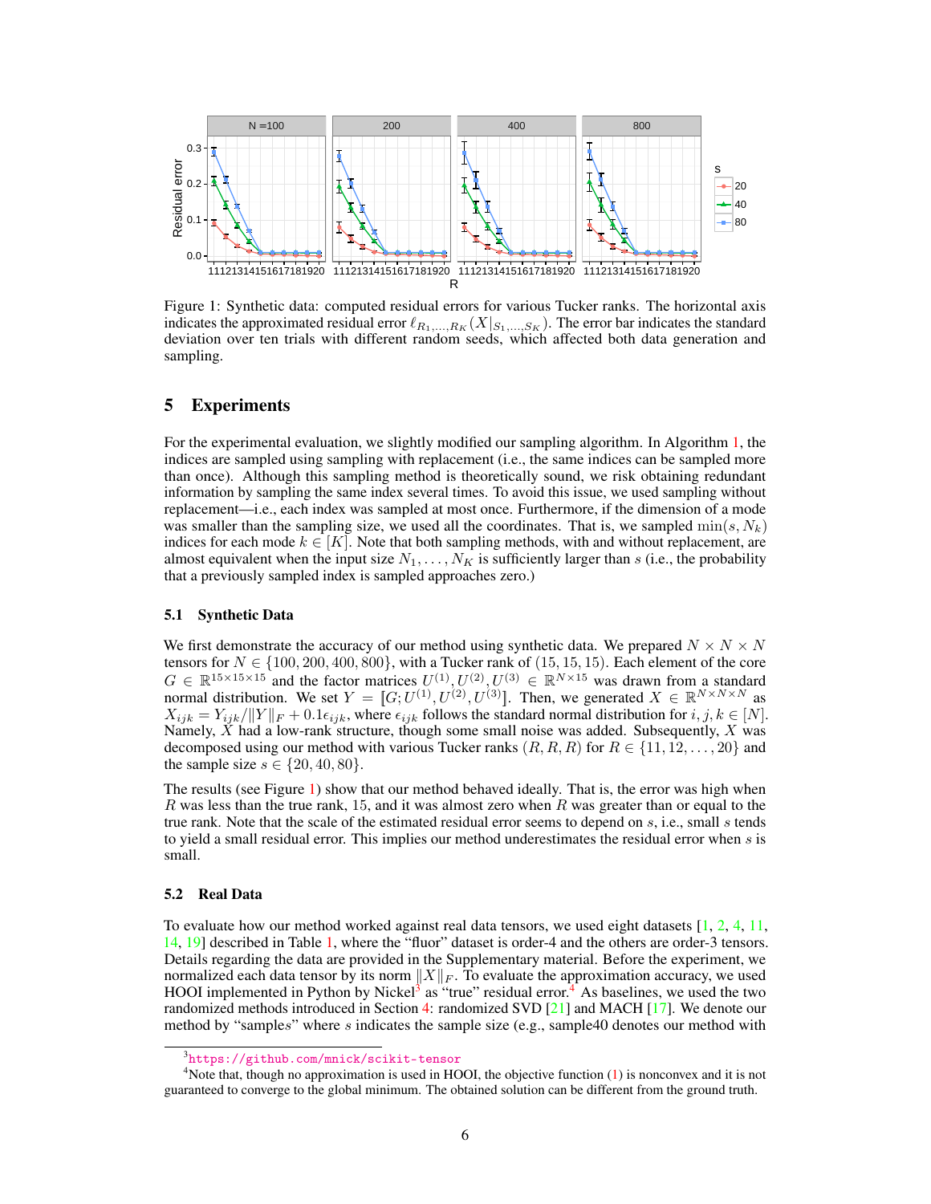Figure 1: Synthetic data: computed residual errors for various Tucker ranks. The horizontal axis indicates the approximated residual error $\ell_{R_1,\ldots,R_K}(X|_{S_1,\ldots,S_K})$. The error bar indicates the standard deviation over ten trials with different random seeds, which affected both data generation and sampling.

## 5 Experiments

For the experimental evaluation, we slightly modified our sampling algorithm. In Algorithm 1, the indices are sampled using sampling with replacement (i.e., the same indices can be sampled more than once). Although this sampling method is theoretically sound, we risk obtaining redundant information by sampling the same index several times. To avoid this issue, we used sampling without replacement—i.e., each index was sampled at most once. Furthermore, if the dimension of a mode was smaller than the sampling size, we used all the coordinates. That is, we sampled $\min(s, N_k)$ indices for each mode $k \in [K]$. Note that both sampling methods, with and without replacement, are almost equivalent when the input size $N_1, \ldots, N_K$ is sufficiently larger than $s$ (i.e., the probability that a previously sampled index is sampled approaches zero.)

### 5.1 Synthetic Data

We first demonstrate the accuracy of our method using synthetic data. We prepared $N \times N \times N$ tensors for $N \in \{100, 200, 400, 800\}$, with a Tucker rank of $(15, 15, 15)$. Each element of the core $G \in \mathbb{R}^{15\times15\times15}$ and the factor matrices $U^{(1)}, U^{(2)}, U^{(3)} \in \mathbb{R}^{N\times15}$ was drawn from a standard normal distribution. We set $Y = [\![G; U^{(1)}, U^{(2)}, U^{(3)}]\!]$. Then, we generated $X \in \mathbb{R}^{N\times N\times N}$ as $X_{ijk} = Y_{ijk}/\|Y\|_F + 0.1\epsilon_{ijk}$, where $\epsilon_{ijk}$ follows the standard normal distribution for $i, j, k \in [N]$. Namely, $X$ had a low-rank structure, though some small noise was added. Subsequently, $X$ was decomposed using our method with various Tucker ranks $(R, R, R)$ for $R \in \{11, 12, \ldots, 20\}$ and the sample size $s \in \{20, 40, 80\}$.

The results (see Figure 1) show that our method behaved ideally. That is, the error was high when $R$ was less than the true rank, 15, and it was almost zero when $R$ was greater than or equal to the true rank. Note that the scale of the estimated residual error seems to depend on $s$, i.e., small $s$ tends to yield a small residual error. This implies our method underestimates the residual error when $s$ is small.

### 5.2 Real Data

To evaluate how our method worked against real data tensors, we used eight datasets [1, 2, 4, 11, 14, 19] described in Table 1, where the "fluor" dataset is order-4 and the others are order-3 tensors. Details regarding the data are provided in the Supplementary material. Before the experiment, we normalized each data tensor by its norm $\|X\|_F$. To evaluate the approximation accuracy, we used HOOI implemented in Python by Nickel[3] as "true" residual error.[4] As baselines, we used the two randomized methods introduced in Section 4: randomized SVD [21] and MACH [17]. We denote our method by "samples" where $s$ indicates the sample size (e.g., sample40 denotes our method with

[3] https://github.com/mnick/scikit-tensor

[4] Note that, though no approximation is used in HOOI, the objective function (1) is nonconvex and it is not guaranteed to converge to the global minimum. The obtained solution can be different from the ground truth.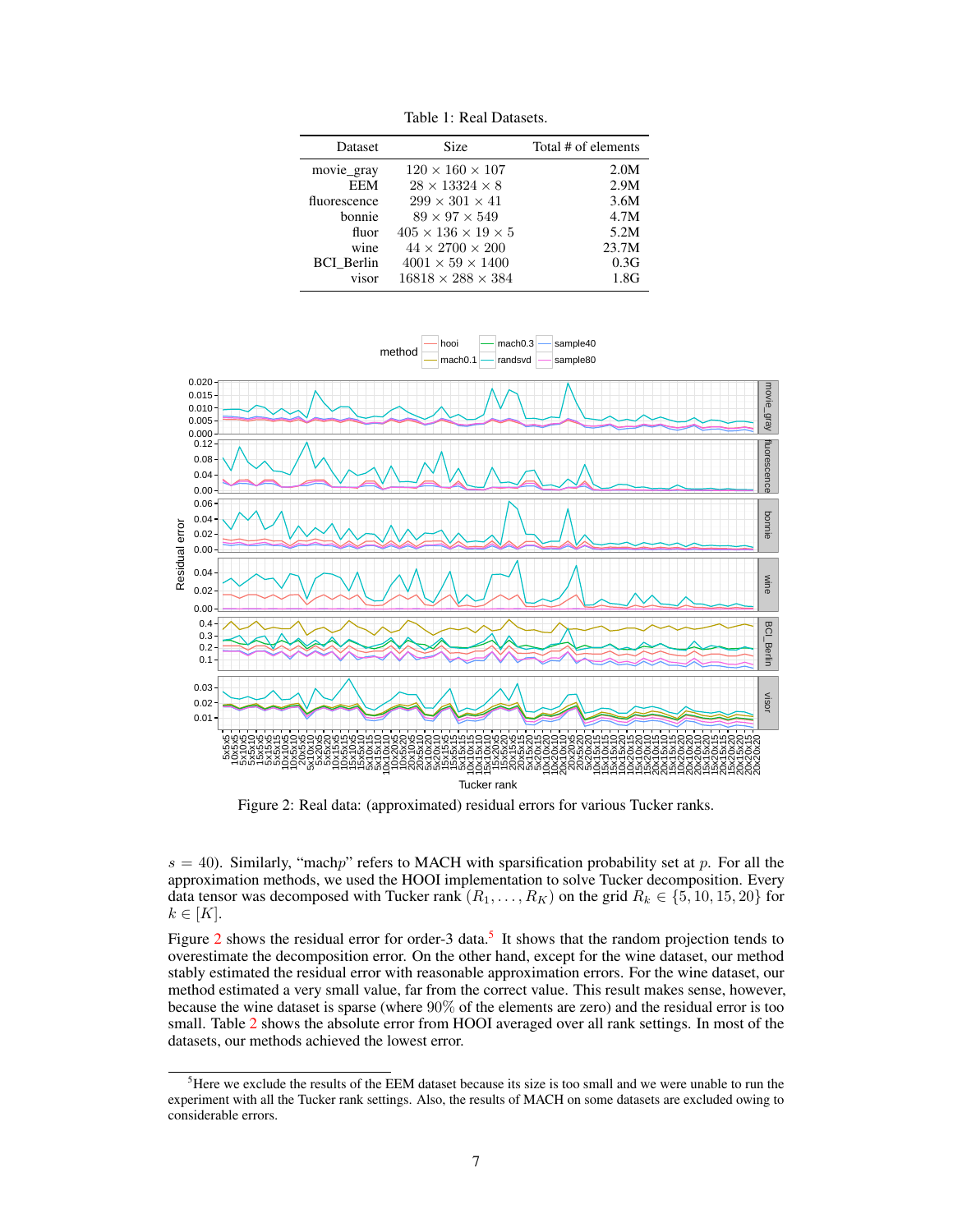Table 1: Real Datasets.

| Dataset | Size | Total # of elements |
|---|---|---|
| movie_gray | $120 \times 160 \times 107$ | 2.0M |
| EEM | $28 \times 13324 \times 8$ | 2.9M |
| fluorescence | $299 \times 301 \times 41$ | 3.6M |
| bonnie | $89 \times 97 \times 549$ | 4.7M |
| fluor | $405 \times 136 \times 19 \times 5$ | 5.2M |
| wine | $44 \times 2700 \times 200$ | 23.7M |
| BCI_Berlin | $4001 \times 59 \times 1400$ | 0.3G |
| visor | $16818 \times 288 \times 384$ | 1.8G |

Figure 2: Real data: (approximated) residual errors for various Tucker ranks.

$s = 40$). Similarly, "mach$p$" refers to MACH with sparsification probability set at $p$. For all the approximation methods, we used the HOOI implementation to solve Tucker decomposition. Every data tensor was decomposed with Tucker rank $(R_1, \ldots, R_K)$ on the grid $R_k \in \{5, 10, 15, 20\}$ for $k \in [K]$.

Figure 2 shows the residual error for order-3 data.[5] It shows that the random projection tends to overestimate the decomposition error. On the other hand, except for the wine dataset, our method stably estimated the residual error with reasonable approximation errors. For the wine dataset, our method estimated a very small value, far from the correct value. This result makes sense, however, because the wine dataset is sparse (where 90% of the elements are zero) and the residual error is too small. Table 2 shows the absolute error from HOOI averaged over all rank settings. In most of the datasets, our methods achieved the lowest error.

[5]Here we exclude the results of the EEM dataset because its size is too small and we were unable to run the experiment with all the Tucker rank settings. Also, the results of MACH on some datasets are excluded owing to considerable errors.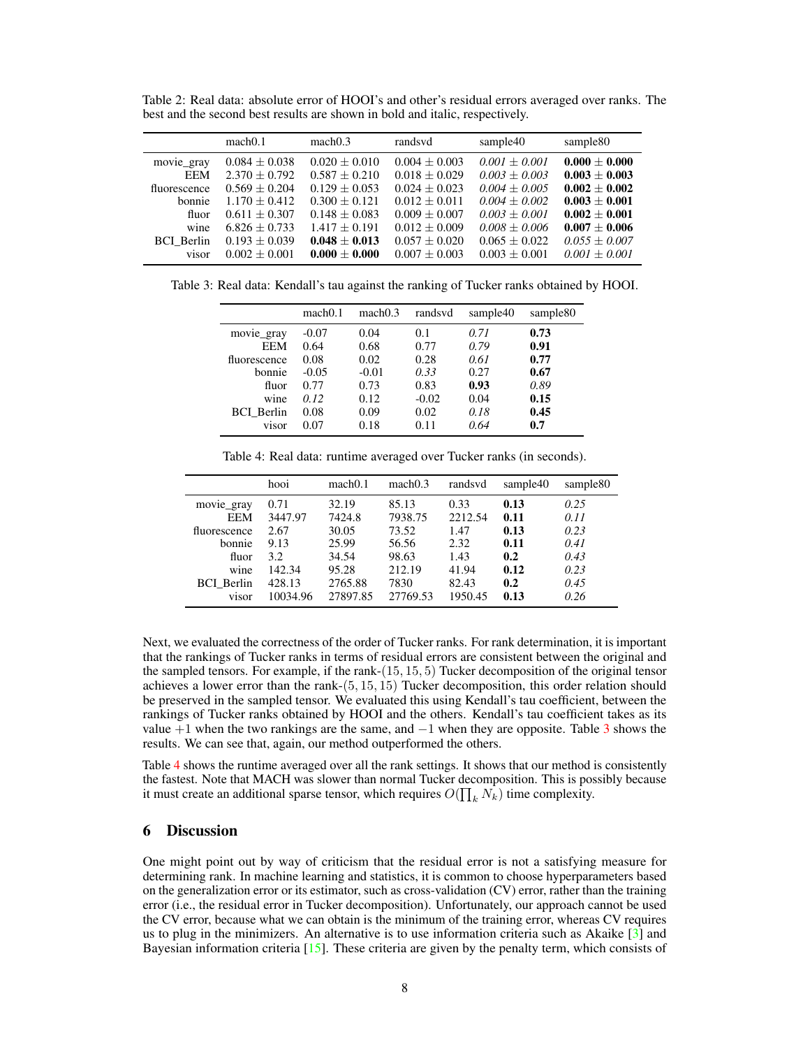Table 2: Real data: absolute error of HOOI's and other's residual errors averaged over ranks. The best and the second best results are shown in bold and italic, respectively.

| | mach0.1 | mach0.3 | randsvd | sample40 | sample80 |
|---|---|---|---|---|---|
| movie_gray | $0.084 \pm 0.038$ | $0.020 \pm 0.010$ | $0.004 \pm 0.003$ | *$0.001 \pm 0.001$* | **$0.000 \pm 0.000$** |
| EEM | $2.370 \pm 0.792$ | $0.587 \pm 0.210$ | $0.018 \pm 0.029$ | *$0.003 \pm 0.003$* | **$0.003 \pm 0.003$** |
| fluorescence | $0.569 \pm 0.204$ | $0.129 \pm 0.053$ | $0.024 \pm 0.023$ | *$0.004 \pm 0.005$* | **$0.002 \pm 0.002$** |
| bonnie | $1.170 \pm 0.412$ | $0.300 \pm 0.121$ | $0.012 \pm 0.011$ | *$0.004 \pm 0.002$* | **$0.003 \pm 0.001$** |
| fluor | $0.611 \pm 0.307$ | $0.148 \pm 0.083$ | $0.009 \pm 0.007$ | *$0.003 \pm 0.001$* | **$0.002 \pm 0.001$** |
| wine | $6.826 \pm 0.733$ | $1.417 \pm 0.191$ | $0.012 \pm 0.009$ | *$0.008 \pm 0.006$* | **$0.007 \pm 0.006$** |
| BCI_Berlin | $0.193 \pm 0.039$ | **$0.048 \pm 0.013$** | $0.057 \pm 0.020$ | $0.065 \pm 0.022$ | *$0.055 \pm 0.007$* |
| visor | $0.002 \pm 0.001$ | **$0.000 \pm 0.000$** | $0.007 \pm 0.003$ | $0.003 \pm 0.001$ | *$0.001 \pm 0.001$* |

Table 3: Real data: Kendall's tau against the ranking of Tucker ranks obtained by HOOI.

| | mach0.1 | mach0.3 | randsvd | sample40 | sample80 |
|---|---|---|---|---|---|
| movie_gray | -0.07 | 0.04 | 0.1 | *0.71* | **0.73** |
| EEM | 0.64 | 0.68 | 0.77 | *0.79* | **0.91** |
| fluorescence | 0.08 | 0.02 | 0.28 | *0.61* | **0.77** |
| bonnie | -0.05 | -0.01 | *0.33* | 0.27 | **0.67** |
| fluor | 0.77 | 0.73 | 0.83 | **0.93** | *0.89* |
| wine | *0.12* | 0.12 | -0.02 | 0.04 | **0.15** |
| BCI_Berlin | 0.08 | 0.09 | 0.02 | *0.18* | **0.45** |
| visor | 0.07 | 0.18 | 0.11 | *0.64* | **0.7** |

Table 4: Real data: runtime averaged over Tucker ranks (in seconds).

| | hooi | mach0.1 | mach0.3 | randsvd | sample40 | sample80 |
|---|---|---|---|---|---|---|
| movie_gray | 0.71 | 32.19 | 85.13 | 0.33 | **0.13** | *0.25* |
| EEM | 3447.97 | 7424.8 | 7938.75 | 2212.54 | **0.11** | *0.11* |
| fluorescence | 2.67 | 30.05 | 73.52 | 1.47 | **0.13** | *0.23* |
| bonnie | 9.13 | 25.99 | 56.56 | 2.32 | **0.11** | *0.41* |
| fluor | 3.2 | 34.54 | 98.63 | 1.43 | **0.2** | *0.43* |
| wine | 142.34 | 95.28 | 212.19 | 41.94 | **0.12** | *0.23* |
| BCI_Berlin | 428.13 | 2765.88 | 7830 | 82.43 | **0.2** | *0.45* |
| visor | 10034.96 | 27897.85 | 27769.53 | 1950.45 | **0.13** | *0.26* |

Next, we evaluated the correctness of the order of Tucker ranks. For rank determination, it is important that the rankings of Tucker ranks in terms of residual errors are consistent between the original and the sampled tensors. For example, if the rank-$(15, 15, 5)$ Tucker decomposition of the original tensor achieves a lower error than the rank-$(5, 15, 15)$ Tucker decomposition, this order relation should be preserved in the sampled tensor. We evaluated this using Kendall's tau coefficient, between the rankings of Tucker ranks obtained by HOOI and the others. Kendall's tau coefficient takes as its value $+1$ when the two rankings are the same, and $-1$ when they are opposite. Table 3 shows the results. We can see that, again, our method outperformed the others.

Table 4 shows the runtime averaged over all the rank settings. It shows that our method is consistently the fastest. Note that MACH was slower than normal Tucker decomposition. This is possibly because it must create an additional sparse tensor, which requires $O(\prod_k N_k)$ time complexity.

## 6 Discussion

One might point out by way of criticism that the residual error is not a satisfying measure for determining rank. In machine learning and statistics, it is common to choose hyperparameters based on the generalization error or its estimator, such as cross-validation (CV) error, rather than the training error (i.e., the residual error in Tucker decomposition). Unfortunately, our approach cannot be used the CV error, because what we can obtain is the minimum of the training error, whereas CV requires us to plug in the minimizers. An alternative is to use information criteria such as Akaike [3] and Bayesian information criteria [15]. These criteria are given by the penalty term, which consists of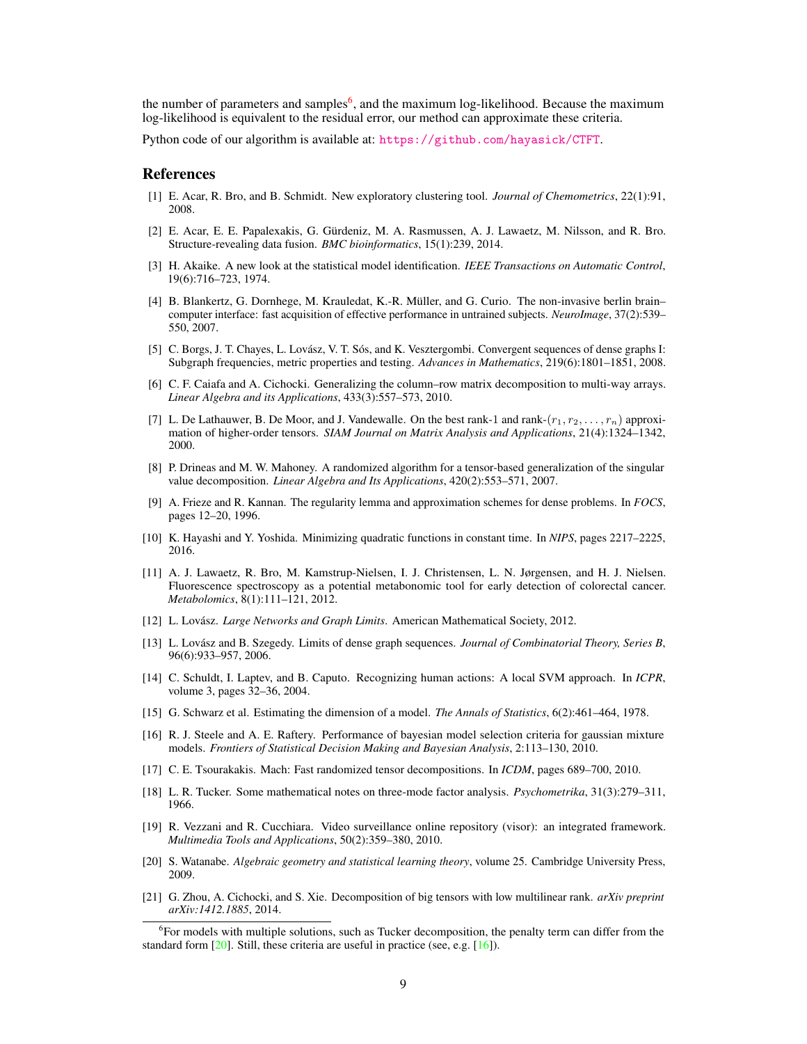the number of parameters and samples[6], and the maximum log-likelihood. Because the maximum log-likelihood is equivalent to the residual error, our method can approximate these criteria.

Python code of our algorithm is available at: https://github.com/hayasick/CTFT.

## References

[1] E. Acar, R. Bro, and B. Schmidt. New exploratory clustering tool. *Journal of Chemometrics*, 22(1):91, 2008.

[2] E. Acar, E. E. Papalexakis, G. Gürdeniz, M. A. Rasmussen, A. J. Lawaetz, M. Nilsson, and R. Bro. Structure-revealing data fusion. *BMC bioinformatics*, 15(1):239, 2014.

[3] H. Akaike. A new look at the statistical model identification. *IEEE Transactions on Automatic Control*, 19(6):716–723, 1974.

[4] B. Blankertz, G. Dornhege, M. Krauledat, K.-R. Müller, and G. Curio. The non-invasive berlin brain–computer interface: fast acquisition of effective performance in untrained subjects. *NeuroImage*, 37(2):539–550, 2007.

[5] C. Borgs, J. T. Chayes, L. Lovász, V. T. Sós, and K. Vesztergombi. Convergent sequences of dense graphs I: Subgraph frequencies, metric properties and testing. *Advances in Mathematics*, 219(6):1801–1851, 2008.

[6] C. F. Caiafa and A. Cichocki. Generalizing the column–row matrix decomposition to multi-way arrays. *Linear Algebra and its Applications*, 433(3):557–573, 2010.

[7] L. De Lathauwer, B. De Moor, and J. Vandewalle. On the best rank-1 and rank-$(r_1, r_2, \ldots, r_n)$ approximation of higher-order tensors. *SIAM Journal on Matrix Analysis and Applications*, 21(4):1324–1342, 2000.

[8] P. Drineas and M. W. Mahoney. A randomized algorithm for a tensor-based generalization of the singular value decomposition. *Linear Algebra and Its Applications*, 420(2):553–571, 2007.

[9] A. Frieze and R. Kannan. The regularity lemma and approximation schemes for dense problems. In *FOCS*, pages 12–20, 1996.

[10] K. Hayashi and Y. Yoshida. Minimizing quadratic functions in constant time. In *NIPS*, pages 2217–2225, 2016.

[11] A. J. Lawaetz, R. Bro, M. Kamstrup-Nielsen, I. J. Christensen, L. N. Jørgensen, and H. J. Nielsen. Fluorescence spectroscopy as a potential metabonomic tool for early detection of colorectal cancer. *Metabolomics*, 8(1):111–121, 2012.

[12] L. Lovász. *Large Networks and Graph Limits*. American Mathematical Society, 2012.

[13] L. Lovász and B. Szegedy. Limits of dense graph sequences. *Journal of Combinatorial Theory, Series B*, 96(6):933–957, 2006.

[14] C. Schuldt, I. Laptev, and B. Caputo. Recognizing human actions: A local SVM approach. In *ICPR*, volume 3, pages 32–36, 2004.

[15] G. Schwarz et al. Estimating the dimension of a model. *The Annals of Statistics*, 6(2):461–464, 1978.

[16] R. J. Steele and A. E. Raftery. Performance of bayesian model selection criteria for gaussian mixture models. *Frontiers of Statistical Decision Making and Bayesian Analysis*, 2:113–130, 2010.

[17] C. E. Tsourakakis. Mach: Fast randomized tensor decompositions. In *ICDM*, pages 689–700, 2010.

[18] L. R. Tucker. Some mathematical notes on three-mode factor analysis. *Psychometrika*, 31(3):279–311, 1966.

[19] R. Vezzani and R. Cucchiara. Video surveillance online repository (visor): an integrated framework. *Multimedia Tools and Applications*, 50(2):359–380, 2010.

[20] S. Watanabe. *Algebraic geometry and statistical learning theory*, volume 25. Cambridge University Press, 2009.

[21] G. Zhou, A. Cichocki, and S. Xie. Decomposition of big tensors with low multilinear rank. *arXiv preprint arXiv:1412.1885*, 2014.

---

[6] For models with multiple solutions, such as Tucker decomposition, the penalty term can differ from the standard form [20]. Still, these criteria are useful in practice (see, e.g. [16]).